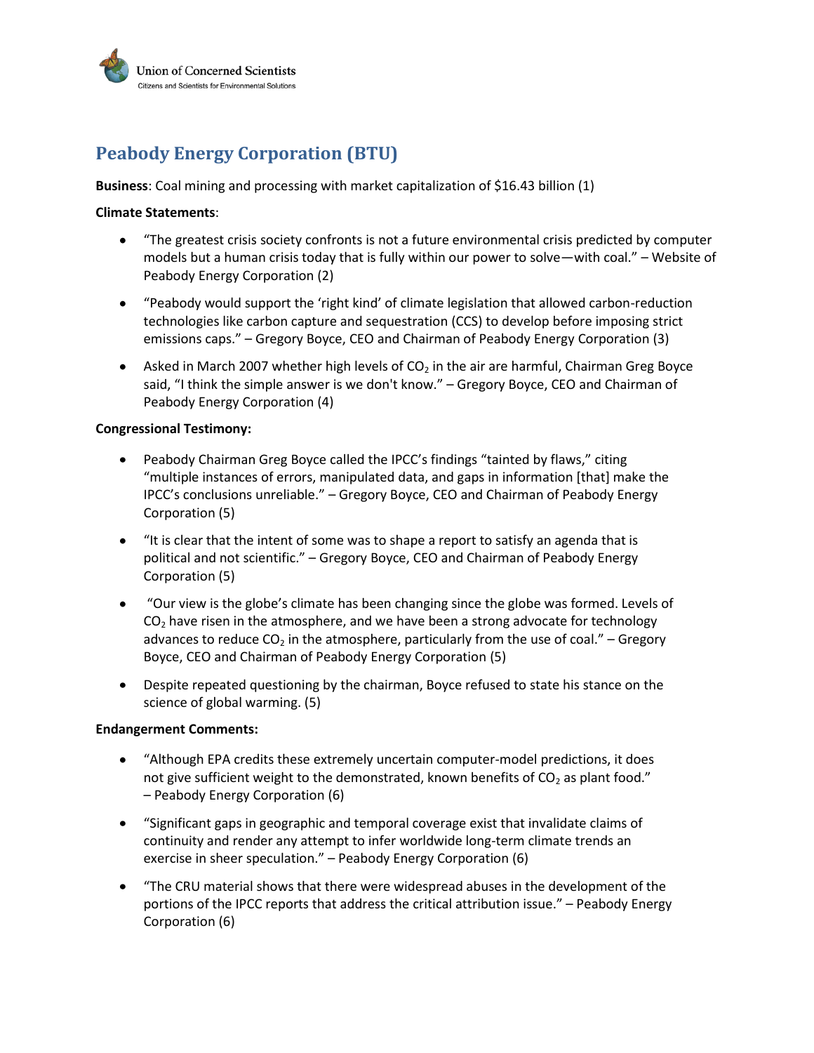Union of Concerned Scientists
Citizens and Scientists for Environmental Solutions

# Peabody Energy Corporation (BTU)

**Business**: Coal mining and processing with market capitalization of $16.43 billion (1)

**Climate Statements**:

- "The greatest crisis society confronts is not a future environmental crisis predicted by computer models but a human crisis today that is fully within our power to solve—with coal." – Website of Peabody Energy Corporation (2)
- "Peabody would support the 'right kind' of climate legislation that allowed carbon-reduction technologies like carbon capture and sequestration (CCS) to develop before imposing strict emissions caps." – Gregory Boyce, CEO and Chairman of Peabody Energy Corporation (3)
- Asked in March 2007 whether high levels of $CO_2$ in the air are harmful, Chairman Greg Boyce said, "I think the simple answer is we don't know." – Gregory Boyce, CEO and Chairman of Peabody Energy Corporation (4)

**Congressional Testimony:**

- Peabody Chairman Greg Boyce called the IPCC's findings "tainted by flaws," citing "multiple instances of errors, manipulated data, and gaps in information [that] make the IPCC's conclusions unreliable." – Gregory Boyce, CEO and Chairman of Peabody Energy Corporation (5)
- "It is clear that the intent of some was to shape a report to satisfy an agenda that is political and not scientific." – Gregory Boyce, CEO and Chairman of Peabody Energy Corporation (5)
- "Our view is the globe's climate has been changing since the globe was formed. Levels of $CO_2$ have risen in the atmosphere, and we have been a strong advocate for technology advances to reduce $CO_2$ in the atmosphere, particularly from the use of coal." – Gregory Boyce, CEO and Chairman of Peabody Energy Corporation (5)
- Despite repeated questioning by the chairman, Boyce refused to state his stance on the science of global warming. (5)

**Endangerment Comments:**

- "Although EPA credits these extremely uncertain computer-model predictions, it does not give sufficient weight to the demonstrated, known benefits of $CO_2$ as plant food." – Peabody Energy Corporation (6)
- "Significant gaps in geographic and temporal coverage exist that invalidate claims of continuity and render any attempt to infer worldwide long-term climate trends an exercise in sheer speculation." – Peabody Energy Corporation (6)
- "The CRU material shows that there were widespread abuses in the development of the portions of the IPCC reports that address the critical attribution issue." – Peabody Energy Corporation (6)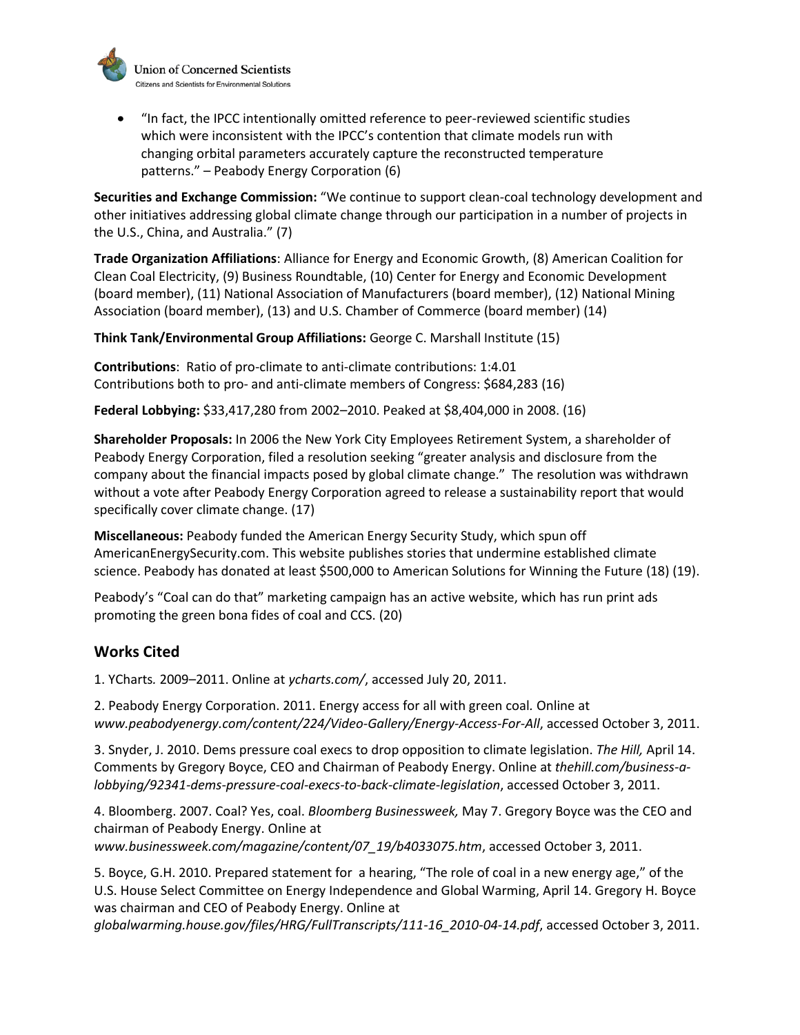- "In fact, the IPCC intentionally omitted reference to peer-reviewed scientific studies which were inconsistent with the IPCC's contention that climate models run with changing orbital parameters accurately capture the reconstructed temperature patterns." – Peabody Energy Corporation (6)

**Securities and Exchange Commission:** "We continue to support clean-coal technology development and other initiatives addressing global climate change through our participation in a number of projects in the U.S., China, and Australia." (7)

**Trade Organization Affiliations**: Alliance for Energy and Economic Growth, (8) American Coalition for Clean Coal Electricity, (9) Business Roundtable, (10) Center for Energy and Economic Development (board member), (11) National Association of Manufacturers (board member), (12) National Mining Association (board member), (13) and U.S. Chamber of Commerce (board member) (14)

**Think Tank/Environmental Group Affiliations:** George C. Marshall Institute (15)

**Contributions**: Ratio of pro-climate to anti-climate contributions: 1:4.01
Contributions both to pro- and anti-climate members of Congress: $684,283 (16)

**Federal Lobbying:** $33,417,280 from 2002–2010. Peaked at $8,404,000 in 2008. (16)

**Shareholder Proposals:** In 2006 the New York City Employees Retirement System, a shareholder of Peabody Energy Corporation, filed a resolution seeking "greater analysis and disclosure from the company about the financial impacts posed by global climate change." The resolution was withdrawn without a vote after Peabody Energy Corporation agreed to release a sustainability report that would specifically cover climate change. (17)

**Miscellaneous:** Peabody funded the American Energy Security Study, which spun off AmericanEnergySecurity.com. This website publishes stories that undermine established climate science. Peabody has donated at least $500,000 to American Solutions for Winning the Future (18) (19).

Peabody's "Coal can do that" marketing campaign has an active website, which has run print ads promoting the green bona fides of coal and CCS. (20)

## Works Cited

1. YCharts*.* 2009–2011. Online at *ycharts.com/*, accessed July 20, 2011.

2. Peabody Energy Corporation. 2011. Energy access for all with green coal*.* Online at *www.peabodyenergy.com/content/224/Video-Gallery/Energy-Access-For-All*, accessed October 3, 2011.

3. Snyder, J. 2010. Dems pressure coal execs to drop opposition to climate legislation. *The Hill,* April 14. Comments by Gregory Boyce, CEO and Chairman of Peabody Energy. Online at *thehill.com/business-a-lobbying/92341-dems-pressure-coal-execs-to-back-climate-legislation*, accessed October 3, 2011.

4. Bloomberg. 2007. Coal? Yes, coal. *Bloomberg Businessweek,* May 7. Gregory Boyce was the CEO and chairman of Peabody Energy. Online at *www.businessweek.com/magazine/content/07_19/b4033075.htm*, accessed October 3, 2011.

5. Boyce, G.H. 2010. Prepared statement for a hearing, "The role of coal in a new energy age," of the U.S. House Select Committee on Energy Independence and Global Warming, April 14. Gregory H. Boyce was chairman and CEO of Peabody Energy. Online at *globalwarming.house.gov/files/HRG/FullTranscripts/111-16_2010-04-14.pdf*, accessed October 3, 2011.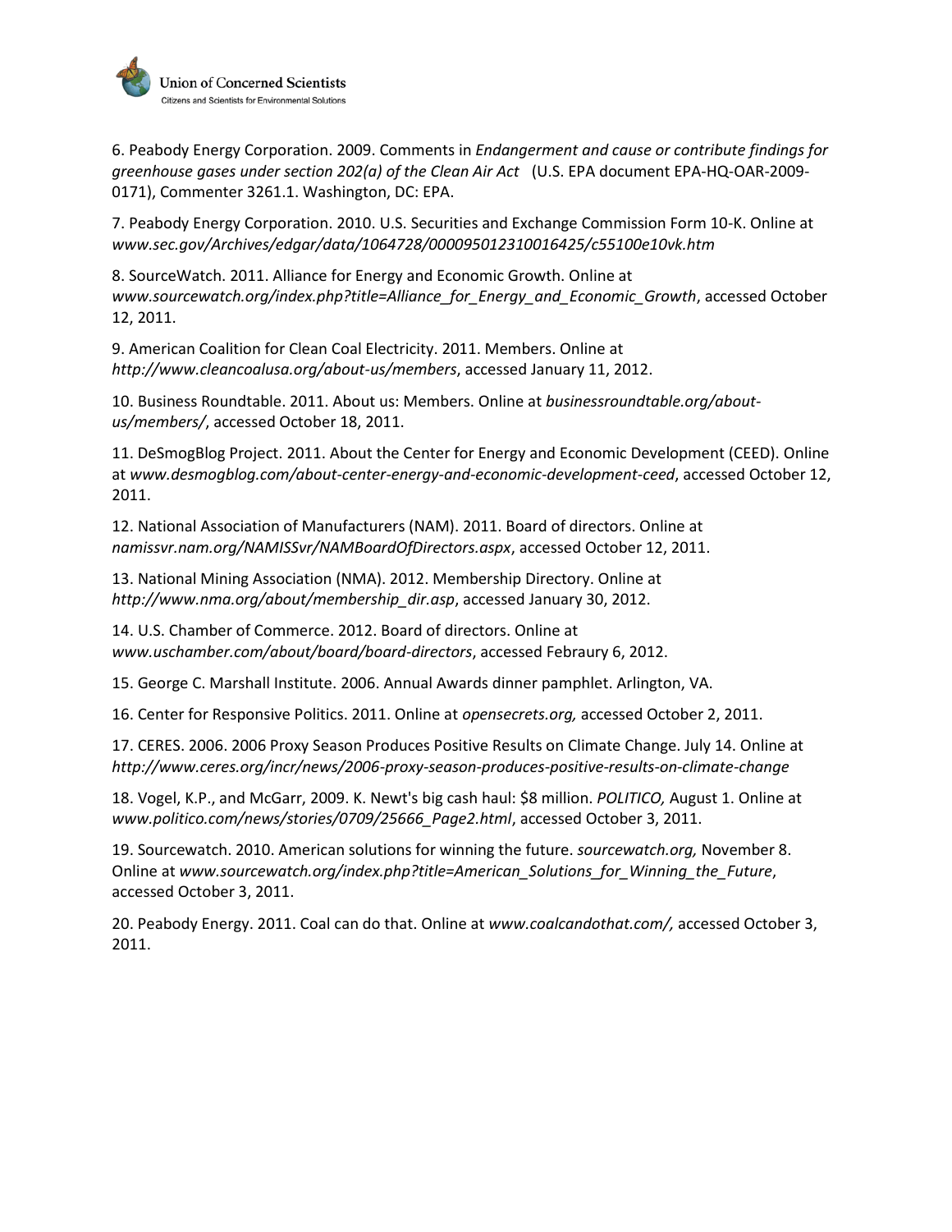6. Peabody Energy Corporation. 2009. Comments in *Endangerment and cause or contribute findings for greenhouse gases under section 202(a) of the Clean Air Act* (U.S. EPA document EPA-HQ-OAR-2009-0171), Commenter 3261.1. Washington, DC: EPA.

7. Peabody Energy Corporation. 2010. U.S. Securities and Exchange Commission Form 10-K. Online at *www.sec.gov/Archives/edgar/data/1064728/000095012310016425/c55100e10vk.htm*

8. SourceWatch. 2011. Alliance for Energy and Economic Growth. Online at *www.sourcewatch.org/index.php?title=Alliance_for_Energy_and_Economic_Growth*, accessed October 12, 2011.

9. American Coalition for Clean Coal Electricity. 2011. Members. Online at *http://www.cleancoalusa.org/about-us/members*, accessed January 11, 2012.

10. Business Roundtable. 2011. About us: Members. Online at *businessroundtable.org/about-us/members/*, accessed October 18, 2011.

11. DeSmogBlog Project. 2011. About the Center for Energy and Economic Development (CEED). Online at *www.desmogblog.com/about-center-energy-and-economic-development-ceed*, accessed October 12, 2011.

12. National Association of Manufacturers (NAM). 2011. Board of directors. Online at *namissvr.nam.org/NAMISSvr/NAMBoardOfDirectors.aspx*, accessed October 12, 2011.

13. National Mining Association (NMA). 2012. Membership Directory. Online at *http://www.nma.org/about/membership_dir.asp*, accessed January 30, 2012.

14. U.S. Chamber of Commerce. 2012. Board of directors. Online at *www.uschamber.com/about/board/board-directors*, accessed Febraury 6, 2012.

15. George C. Marshall Institute. 2006. Annual Awards dinner pamphlet. Arlington, VA.

16. Center for Responsive Politics. 2011. Online at *opensecrets.org,* accessed October 2, 2011.

17. CERES. 2006. 2006 Proxy Season Produces Positive Results on Climate Change. July 14. Online at *http://www.ceres.org/incr/news/2006-proxy-season-produces-positive-results-on-climate-change*

18. Vogel, K.P., and McGarr, 2009. K. Newt's big cash haul: $8 million. *POLITICO,* August 1. Online at *www.politico.com/news/stories/0709/25666_Page2.html*, accessed October 3, 2011.

19. Sourcewatch. 2010. American solutions for winning the future. *sourcewatch.org,* November 8. Online at *www.sourcewatch.org/index.php?title=American_Solutions_for_Winning_the_Future*, accessed October 3, 2011.

20. Peabody Energy. 2011. Coal can do that. Online at *www.coalcandothat.com/,* accessed October 3, 2011.